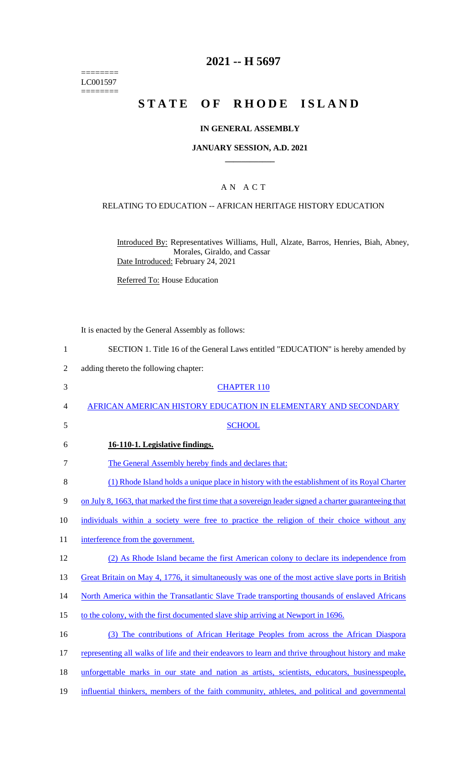========
LC001597
========

# 2021 -- H 5697

# STATE OF RHODE ISLAND

### IN GENERAL ASSEMBLY

### JANUARY SESSION, A.D. 2021

## A N A C T

RELATING TO EDUCATION -- AFRICAN HERITAGE HISTORY EDUCATION

Introduced By: Representatives Williams, Hull, Alzate, Barros, Henries, Biah, Abney, Morales, Giraldo, and Cassar

Date Introduced: February 24, 2021

Referred To: House Education

It is enacted by the General Assembly as follows:

1 SECTION 1. Title 16 of the General Laws entitled "EDUCATION" is hereby amended by

2 adding thereto the following chapter:

3 CHAPTER 110

4 AFRICAN AMERICAN HISTORY EDUCATION IN ELEMENTARY AND SECONDARY

5 SCHOOL

6 **16-110-1. Legislative findings.**

7 The General Assembly hereby finds and declares that:

8 (1) Rhode Island holds a unique place in history with the establishment of its Royal Charter

9 on July 8, 1663, that marked the first time that a sovereign leader signed a charter guaranteeing that

10 individuals within a society were free to practice the religion of their choice without any

11 interference from the government.

12 (2) As Rhode Island became the first American colony to declare its independence from

13 Great Britain on May 4, 1776, it simultaneously was one of the most active slave ports in British

14 North America within the Transatlantic Slave Trade transporting thousands of enslaved Africans

15 to the colony, with the first documented slave ship arriving at Newport in 1696.

16 (3) The contributions of African Heritage Peoples from across the African Diaspora

17 representing all walks of life and their endeavors to learn and thrive throughout history and make

18 unforgettable marks in our state and nation as artists, scientists, educators, businesspeople,

19 influential thinkers, members of the faith community, athletes, and political and governmental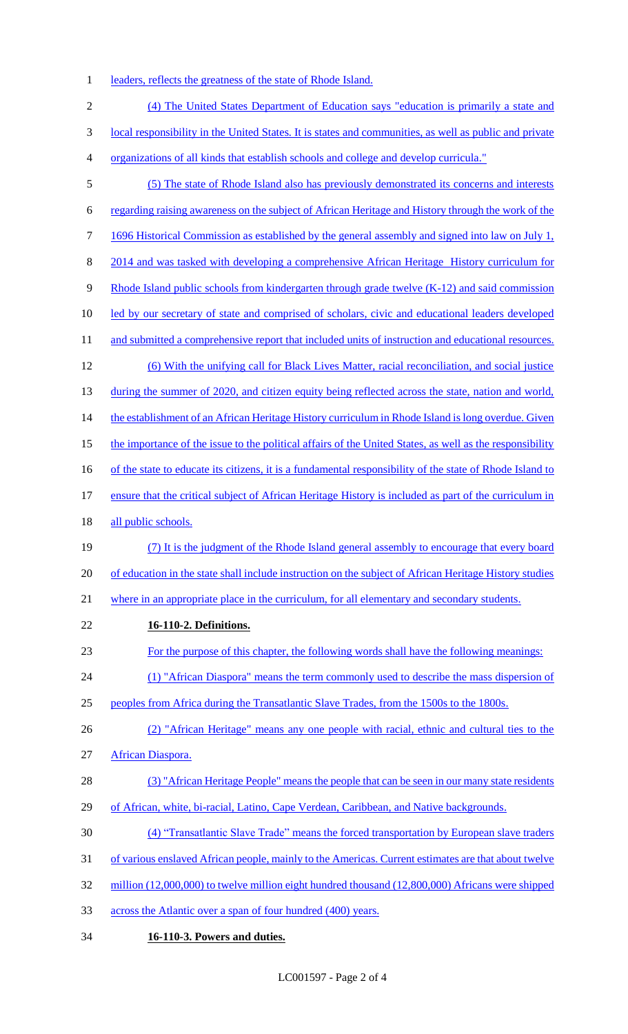leaders, reflects the greatness of the state of Rhode Island.

(4) The United States Department of Education says "education is primarily a state and local responsibility in the United States. It is states and communities, as well as public and private organizations of all kinds that establish schools and college and develop curricula."

(5) The state of Rhode Island also has previously demonstrated its concerns and interests regarding raising awareness on the subject of African Heritage and History through the work of the 1696 Historical Commission as established by the general assembly and signed into law on July 1, 2014 and was tasked with developing a comprehensive African Heritage History curriculum for Rhode Island public schools from kindergarten through grade twelve (K-12) and said commission led by our secretary of state and comprised of scholars, civic and educational leaders developed and submitted a comprehensive report that included units of instruction and educational resources.

(6) With the unifying call for Black Lives Matter, racial reconciliation, and social justice during the summer of 2020, and citizen equity being reflected across the state, nation and world, the establishment of an African Heritage History curriculum in Rhode Island is long overdue. Given the importance of the issue to the political affairs of the United States, as well as the responsibility of the state to educate its citizens, it is a fundamental responsibility of the state of Rhode Island to ensure that the critical subject of African Heritage History is included as part of the curriculum in all public schools.

(7) It is the judgment of the Rhode Island general assembly to encourage that every board of education in the state shall include instruction on the subject of African Heritage History studies where in an appropriate place in the curriculum, for all elementary and secondary students.

**16-110-2. Definitions.**

For the purpose of this chapter, the following words shall have the following meanings:

(1) "African Diaspora" means the term commonly used to describe the mass dispersion of peoples from Africa during the Transatlantic Slave Trades, from the 1500s to the 1800s.

(2) "African Heritage" means any one people with racial, ethnic and cultural ties to the African Diaspora.

(3) "African Heritage People" means the people that can be seen in our many state residents of African, white, bi-racial, Latino, Cape Verdean, Caribbean, and Native backgrounds.

(4) "Transatlantic Slave Trade" means the forced transportation by European slave traders of various enslaved African people, mainly to the Americas. Current estimates are that about twelve million (12,000,000) to twelve million eight hundred thousand (12,800,000) Africans were shipped across the Atlantic over a span of four hundred (400) years.

**16-110-3. Powers and duties.**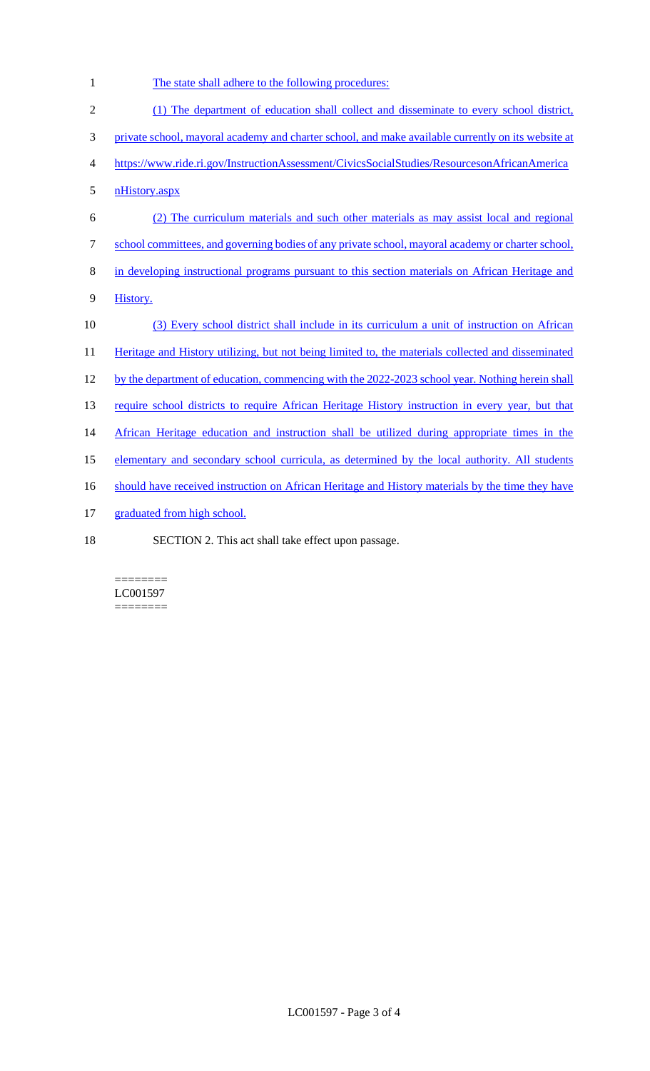The state shall adhere to the following procedures:

(1) The department of education shall collect and disseminate to every school district, private school, mayoral academy and charter school, and make available currently on its website at https://www.ride.ri.gov/InstructionAssessment/CivicsSocialStudies/ResourcesonAfricanAmericanHistory.aspx

(2) The curriculum materials and such other materials as may assist local and regional school committees, and governing bodies of any private school, mayoral academy or charter school, in developing instructional programs pursuant to this section materials on African Heritage and History.

(3) Every school district shall include in its curriculum a unit of instruction on African Heritage and History utilizing, but not being limited to, the materials collected and disseminated by the department of education, commencing with the 2022-2023 school year. Nothing herein shall require school districts to require African Heritage History instruction in every year, but that African Heritage education and instruction shall be utilized during appropriate times in the elementary and secondary school curricula, as determined by the local authority. All students should have received instruction on African Heritage and History materials by the time they have graduated from high school.

SECTION 2. This act shall take effect upon passage.

========
LC001597
========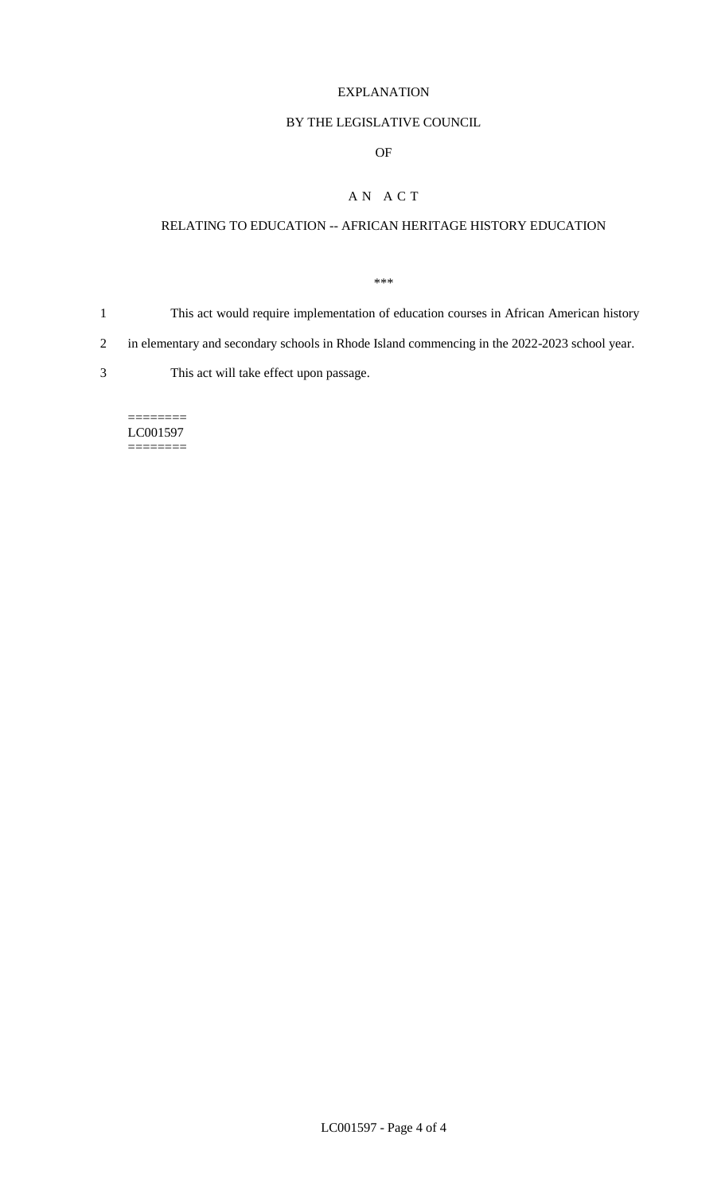EXPLANATION

BY THE LEGISLATIVE COUNCIL

OF

A N A C T

RELATING TO EDUCATION -- AFRICAN HERITAGE HISTORY EDUCATION

\*\*\*

1 This act would require implementation of education courses in African American history

2 in elementary and secondary schools in Rhode Island commencing in the 2022-2023 school year.

3 This act will take effect upon passage.

========
LC001597
========